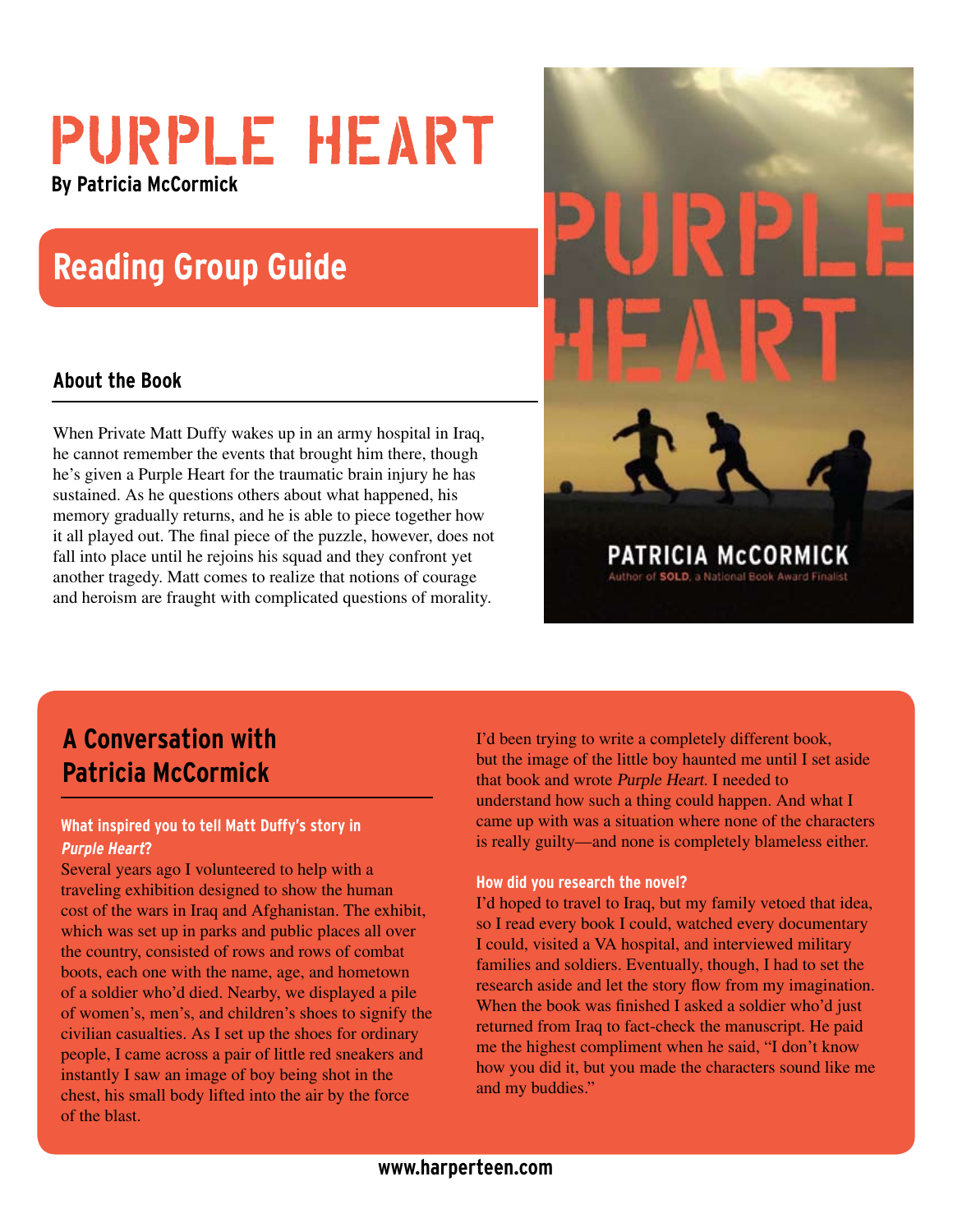# PURPLE HEART

**By Patricia McCormick**

## Reading Group Guide

### About the Book

When Private Matt Duffy wakes up in an army hospital in Iraq, he cannot remember the events that brought him there, though he's given a Purple Heart for the traumatic brain injury he has sustained. As he questions others about what happened, his memory gradually returns, and he is able to piece together how it all played out. The final piece of the puzzle, however, does not fall into place until he rejoins his squad and they confront yet another tragedy. Matt comes to realize that notions of courage and heroism are fraught with complicated questions of morality.

## A Conversation with Patricia McCormick

**What inspired you to tell Matt Duffy's story in *Purple Heart*?**

Several years ago I volunteered to help with a traveling exhibition designed to show the human cost of the wars in Iraq and Afghanistan. The exhibit, which was set up in parks and public places all over the country, consisted of rows and rows of combat boots, each one with the name, age, and hometown of a soldier who'd died. Nearby, we displayed a pile of women's, men's, and children's shoes to signify the civilian casualties. As I set up the shoes for ordinary people, I came across a pair of little red sneakers and instantly I saw an image of boy being shot in the chest, his small body lifted into the air by the force of the blast.

I'd been trying to write a completely different book, but the image of the little boy haunted me until I set aside that book and wrote *Purple Heart*. I needed to understand how such a thing could happen. And what I came up with was a situation where none of the characters is really guilty—and none is completely blameless either.

**How did you research the novel?**

I'd hoped to travel to Iraq, but my family vetoed that idea, so I read every book I could, watched every documentary I could, visited a VA hospital, and interviewed military families and soldiers. Eventually, though, I had to set the research aside and let the story flow from my imagination. When the book was finished I asked a soldier who'd just returned from Iraq to fact-check the manuscript. He paid me the highest compliment when he said, "I don't know how you did it, but you made the characters sound like me and my buddies."

www.harperteen.com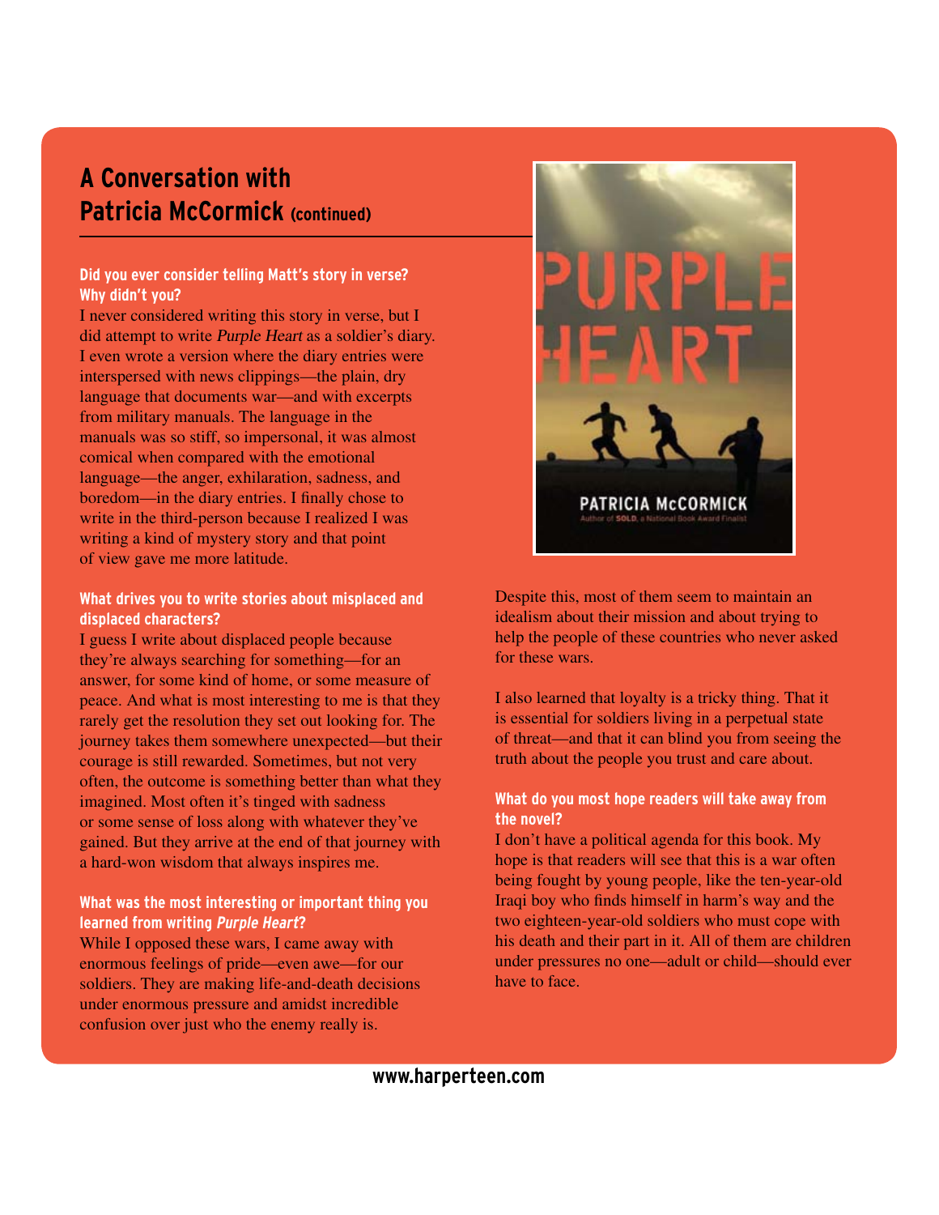## A Conversation with Patricia McCormick (continued)

**Did you ever consider telling Matt's story in verse? Why didn't you?**

I never considered writing this story in verse, but I did attempt to write *Purple Heart* as a soldier's diary. I even wrote a version where the diary entries were interspersed with news clippings—the plain, dry language that documents war—and with excerpts from military manuals. The language in the manuals was so stiff, so impersonal, it was almost comical when compared with the emotional language—the anger, exhilaration, sadness, and boredom—in the diary entries. I finally chose to write in the third-person because I realized I was writing a kind of mystery story and that point of view gave me more latitude.

**What drives you to write stories about misplaced and displaced characters?**

I guess I write about displaced people because they're always searching for something—for an answer, for some kind of home, or some measure of peace. And what is most interesting to me is that they rarely get the resolution they set out looking for. The journey takes them somewhere unexpected—but their courage is still rewarded. Sometimes, but not very often, the outcome is something better than what they imagined. Most often it's tinged with sadness or some sense of loss along with whatever they've gained. But they arrive at the end of that journey with a hard-won wisdom that always inspires me.

**What was the most interesting or important thing you learned from writing *Purple Heart*?**

While I opposed these wars, I came away with enormous feelings of pride—even awe—for our soldiers. They are making life-and-death decisions under enormous pressure and amidst incredible confusion over just who the enemy really is. Despite this, most of them seem to maintain an idealism about their mission and about trying to help the people of these countries who never asked for these wars.

I also learned that loyalty is a tricky thing. That it is essential for soldiers living in a perpetual state of threat—and that it can blind you from seeing the truth about the people you trust and care about.

**What do you most hope readers will take away from the novel?**

I don't have a political agenda for this book. My hope is that readers will see that this is a war often being fought by young people, like the ten-year-old Iraqi boy who finds himself in harm's way and the two eighteen-year-old soldiers who must cope with his death and their part in it. All of them are children under pressures no one—adult or child—should ever have to face.

www.harperteen.com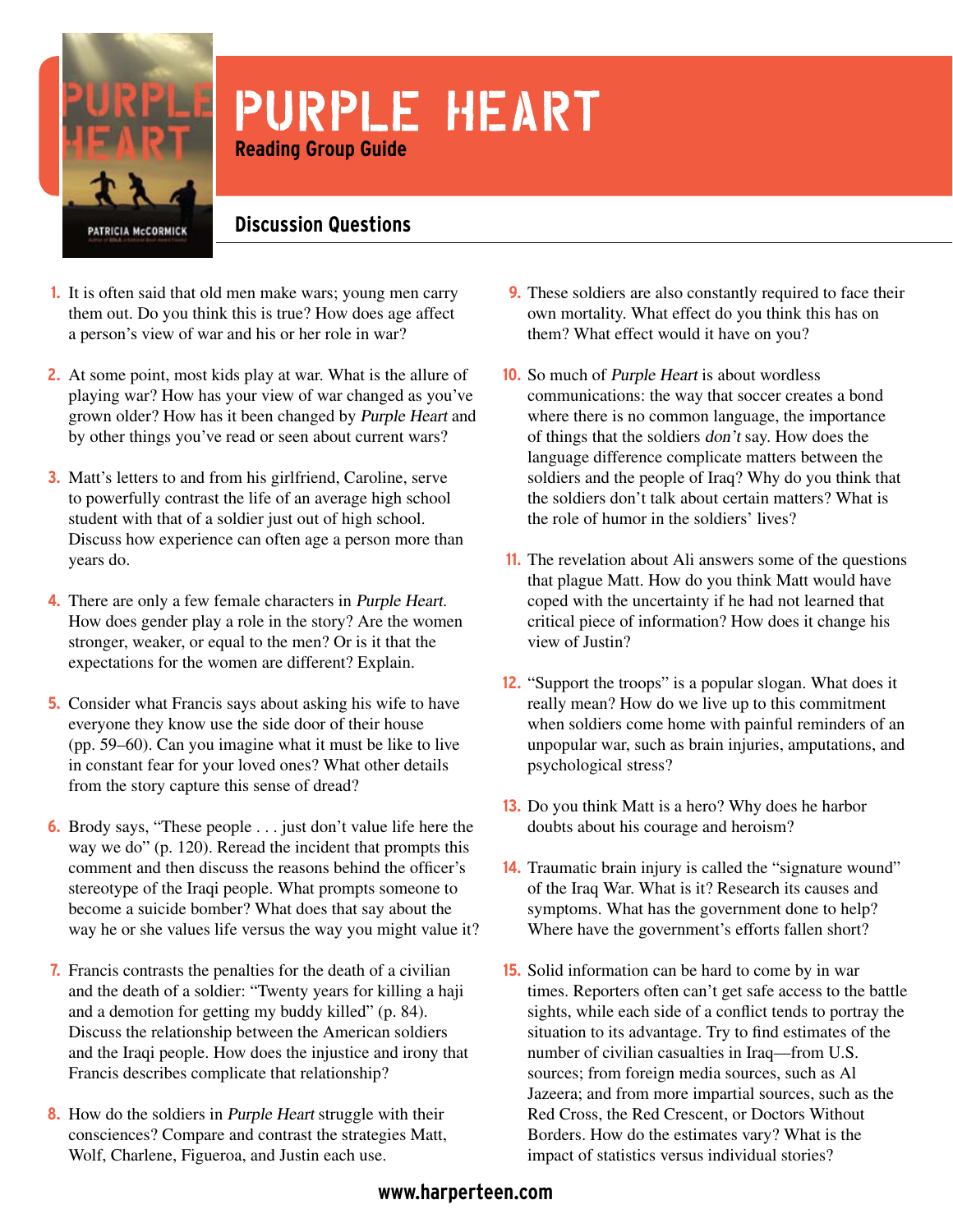# PURPLE HEART

**Reading Group Guide**

## Discussion Questions

1. It is often said that old men make wars; young men carry them out. Do you think this is true? How does age affect a person's view of war and his or her role in war?

2. At some point, most kids play at war. What is the allure of playing war? How has your view of war changed as you've grown older? How has it been changed by *Purple Heart* and by other things you've read or seen about current wars?

3. Matt's letters to and from his girlfriend, Caroline, serve to powerfully contrast the life of an average high school student with that of a soldier just out of high school. Discuss how experience can often age a person more than years do.

4. There are only a few female characters in *Purple Heart*. How does gender play a role in the story? Are the women stronger, weaker, or equal to the men? Or is it that the expectations for the women are different? Explain.

5. Consider what Francis says about asking his wife to have everyone they know use the side door of their house (pp. 59–60). Can you imagine what it must be like to live in constant fear for your loved ones? What other details from the story capture this sense of dread?

6. Brody says, "These people . . . just don't value life here the way we do" (p. 120). Reread the incident that prompts this comment and then discuss the reasons behind the officer's stereotype of the Iraqi people. What prompts someone to become a suicide bomber? What does that say about the way he or she values life versus the way you might value it?

7. Francis contrasts the penalties for the death of a civilian and the death of a soldier: "Twenty years for killing a haji and a demotion for getting my buddy killed" (p. 84). Discuss the relationship between the American soldiers and the Iraqi people. How does the injustice and irony that Francis describes complicate that relationship?

8. How do the soldiers in *Purple Heart* struggle with their consciences? Compare and contrast the strategies Matt, Wolf, Charlene, Figueroa, and Justin each use.

9. These soldiers are also constantly required to face their own mortality. What effect do you think this has on them? What effect would it have on you?

10. So much of *Purple Heart* is about wordless communications: the way that soccer creates a bond where there is no common language, the importance of things that the soldiers *don't* say. How does the language difference complicate matters between the soldiers and the people of Iraq? Why do you think that the soldiers don't talk about certain matters? What is the role of humor in the soldiers' lives?

11. The revelation about Ali answers some of the questions that plague Matt. How do you think Matt would have coped with the uncertainty if he had not learned that critical piece of information? How does it change his view of Justin?

12. "Support the troops" is a popular slogan. What does it really mean? How do we live up to this commitment when soldiers come home with painful reminders of an unpopular war, such as brain injuries, amputations, and psychological stress?

13. Do you think Matt is a hero? Why does he harbor doubts about his courage and heroism?

14. Traumatic brain injury is called the "signature wound" of the Iraq War. What is it? Research its causes and symptoms. What has the government done to help? Where have the government's efforts fallen short?

15. Solid information can be hard to come by in war times. Reporters often can't get safe access to the battle sights, while each side of a conflict tends to portray the situation to its advantage. Try to find estimates of the number of civilian casualties in Iraq—from U.S. sources; from foreign media sources, such as Al Jazeera; and from more impartial sources, such as the Red Cross, the Red Crescent, or Doctors Without Borders. How do the estimates vary? What is the impact of statistics versus individual stories?

**www.harperteen.com**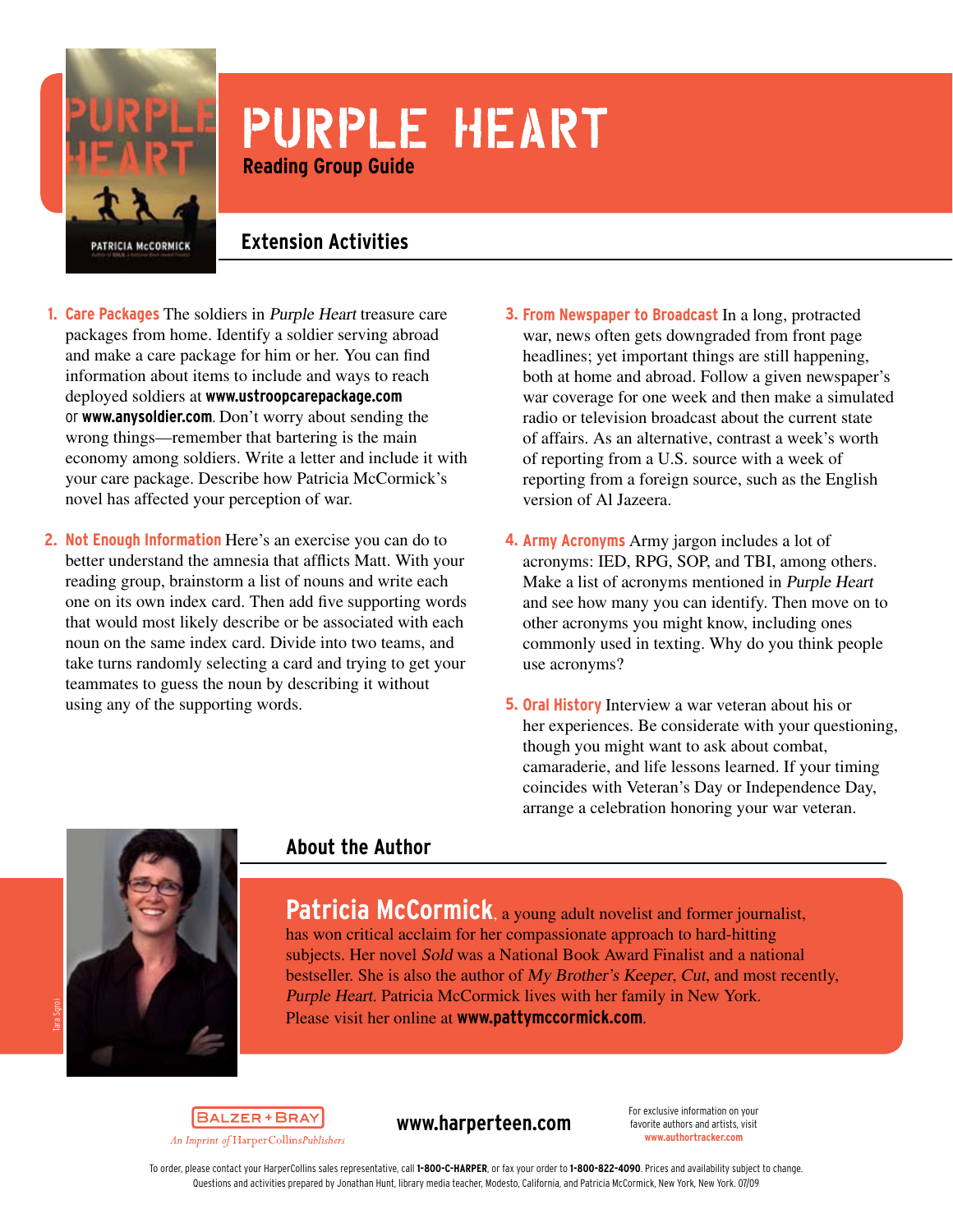# PURPLE HEART

**Reading Group Guide**

## Extension Activities

1. **Care Packages** The soldiers in *Purple Heart* treasure care packages from home. Identify a soldier serving abroad and make a care package for him or her. You can find information about items to include and ways to reach deployed soldiers at **www.ustroopcarepackage.com** or **www.anysoldier.com**. Don't worry about sending the wrong things—remember that bartering is the main economy among soldiers. Write a letter and include it with your care package. Describe how Patricia McCormick's novel has affected your perception of war.

2. **Not Enough Information** Here's an exercise you can do to better understand the amnesia that afflicts Matt. With your reading group, brainstorm a list of nouns and write each one on its own index card. Then add five supporting words that would most likely describe or be associated with each noun on the same index card. Divide into two teams, and take turns randomly selecting a card and trying to get your teammates to guess the noun by describing it without using any of the supporting words.

3. **From Newspaper to Broadcast** In a long, protracted war, news often gets downgraded from front page headlines; yet important things are still happening, both at home and abroad. Follow a given newspaper's war coverage for one week and then make a simulated radio or television broadcast about the current state of affairs. As an alternative, contrast a week's worth of reporting from a U.S. source with a week of reporting from a foreign source, such as the English version of Al Jazeera.

4. **Army Acronyms** Army jargon includes a lot of acronyms: IED, RPG, SOP, and TBI, among others. Make a list of acronyms mentioned in *Purple Heart* and see how many you can identify. Then move on to other acronyms you might know, including ones commonly used in texting. Why do you think people use acronyms?

5. **Oral History** Interview a war veteran about his or her experiences. Be considerate with your questioning, though you might want to ask about combat, camaraderie, and life lessons learned. If your timing coincides with Veteran's Day or Independence Day, arrange a celebration honoring your war veteran.

## About the Author

**Patricia McCormick**, a young adult novelist and former journalist, has won critical acclaim for her compassionate approach to hard-hitting subjects. Her novel *Sold* was a National Book Award Finalist and a national bestseller. She is also the author of *My Brother's Keeper*, *Cut*, and most recently, *Purple Heart*. Patricia McCormick lives with her family in New York. Please visit her online at **www.pattymccormick.com**.

Tara Sgroi

BALZER + BRAY
An Imprint of HarperCollinsPublishers

**www.harperteen.com**

For exclusive information on your favorite authors and artists, visit **www.authortracker.com**

To order, please contact your HarperCollins sales representative, call **1-800-C-HARPER**, or fax your order to **1-800-822-4090**. Prices and availability subject to change.
Questions and activities prepared by Jonathan Hunt, library media teacher, Modesto, California, and Patricia McCormick, New York, New York. 07/09